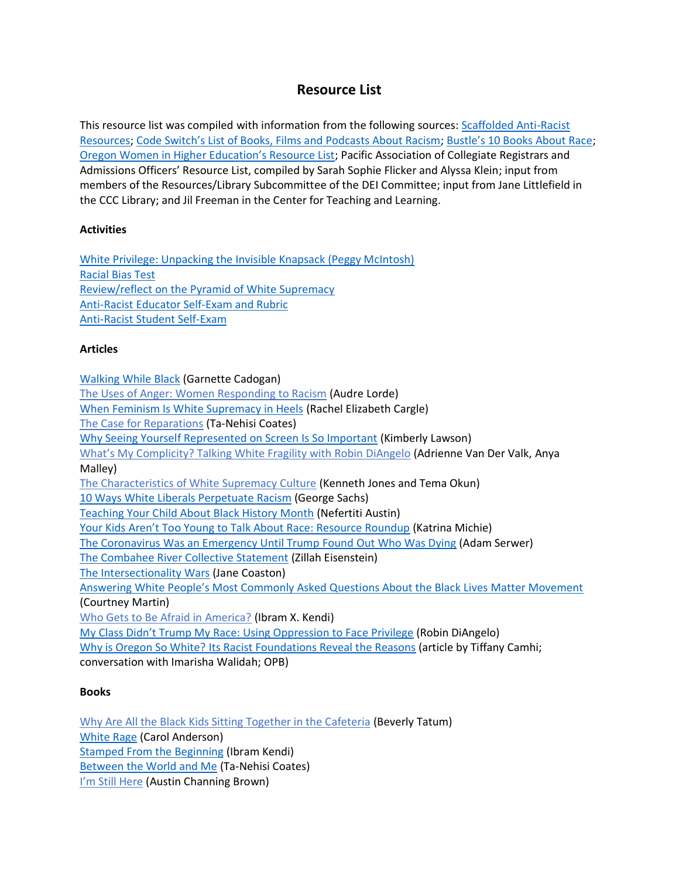# Resource List

This resource list was compiled with information from the following sources: Scaffolded Anti-Racist Resources; Code Switch's List of Books, Films and Podcasts About Racism; Bustle's 10 Books About Race; Oregon Women in Higher Education's Resource List; Pacific Association of Collegiate Registrars and Admissions Officers' Resource List, compiled by Sarah Sophie Flicker and Alyssa Klein; input from members of the Resources/Library Subcommittee of the DEI Committee; input from Jane Littlefield in the CCC Library; and Jil Freeman in the Center for Teaching and Learning.

**Activities**

White Privilege: Unpacking the Invisible Knapsack (Peggy McIntosh)
Racial Bias Test
Review/reflect on the Pyramid of White Supremacy
Anti-Racist Educator Self-Exam and Rubric
Anti-Racist Student Self-Exam

**Articles**

Walking While Black (Garnette Cadogan)
The Uses of Anger: Women Responding to Racism (Audre Lorde)
When Feminism Is White Supremacy in Heels (Rachel Elizabeth Cargle)
The Case for Reparations (Ta-Nehisi Coates)
Why Seeing Yourself Represented on Screen Is So Important (Kimberly Lawson)
What's My Complicity? Talking White Fragility with Robin DiAngelo (Adrienne Van Der Valk, Anya Malley)
The Characteristics of White Supremacy Culture (Kenneth Jones and Tema Okun)
10 Ways White Liberals Perpetuate Racism (George Sachs)
Teaching Your Child About Black History Month (Nefertiti Austin)
Your Kids Aren't Too Young to Talk About Race: Resource Roundup (Katrina Michie)
The Coronavirus Was an Emergency Until Trump Found Out Who Was Dying (Adam Serwer)
The Combahee River Collective Statement (Zillah Eisenstein)
The Intersectionality Wars (Jane Coaston)
Answering White People's Most Commonly Asked Questions About the Black Lives Matter Movement (Courtney Martin)
Who Gets to Be Afraid in America? (Ibram X. Kendi)
My Class Didn't Trump My Race: Using Oppression to Face Privilege (Robin DiAngelo)
Why is Oregon So White? Its Racist Foundations Reveal the Reasons (article by Tiffany Camhi; conversation with Imarisha Walidah; OPB)

**Books**

Why Are All the Black Kids Sitting Together in the Cafeteria (Beverly Tatum)
White Rage (Carol Anderson)
Stamped From the Beginning (Ibram Kendi)
Between the World and Me (Ta-Nehisi Coates)
I'm Still Here (Austin Channing Brown)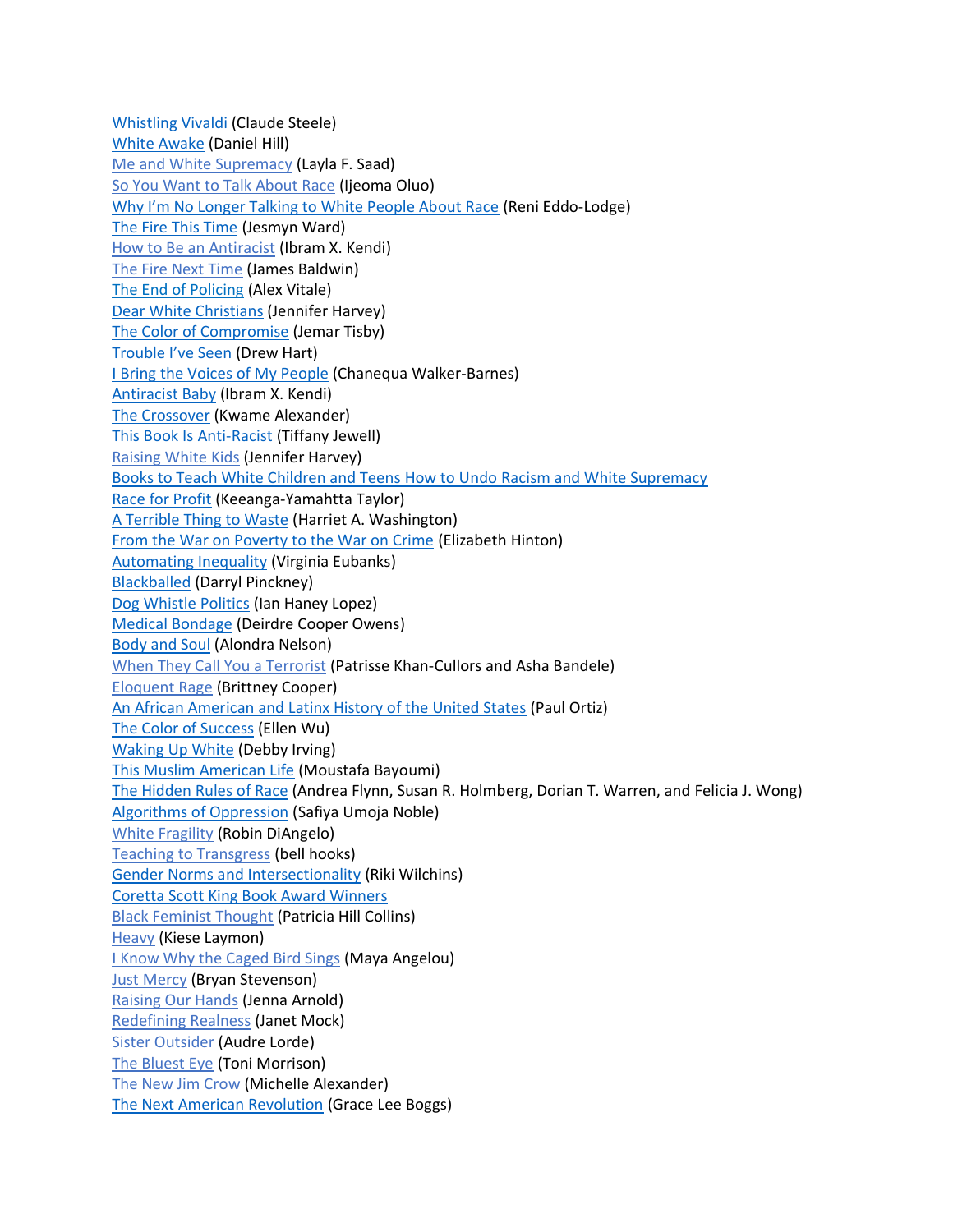Whistling Vivaldi (Claude Steele)
White Awake (Daniel Hill)
Me and White Supremacy (Layla F. Saad)
So You Want to Talk About Race (Ijeoma Oluo)
Why I'm No Longer Talking to White People About Race (Reni Eddo-Lodge)
The Fire This Time (Jesmyn Ward)
How to Be an Antiracist (Ibram X. Kendi)
The Fire Next Time (James Baldwin)
The End of Policing (Alex Vitale)
Dear White Christians (Jennifer Harvey)
The Color of Compromise (Jemar Tisby)
Trouble I've Seen (Drew Hart)
I Bring the Voices of My People (Chanequa Walker-Barnes)
Antiracist Baby (Ibram X. Kendi)
The Crossover (Kwame Alexander)
This Book Is Anti-Racist (Tiffany Jewell)
Raising White Kids (Jennifer Harvey)
Books to Teach White Children and Teens How to Undo Racism and White Supremacy
Race for Profit (Keeanga-Yamahtta Taylor)
A Terrible Thing to Waste (Harriet A. Washington)
From the War on Poverty to the War on Crime (Elizabeth Hinton)
Automating Inequality (Virginia Eubanks)
Blackballed (Darryl Pinckney)
Dog Whistle Politics (Ian Haney Lopez)
Medical Bondage (Deirdre Cooper Owens)
Body and Soul (Alondra Nelson)
When They Call You a Terrorist (Patrisse Khan-Cullors and Asha Bandele)
Eloquent Rage (Brittney Cooper)
An African American and Latinx History of the United States (Paul Ortiz)
The Color of Success (Ellen Wu)
Waking Up White (Debby Irving)
This Muslim American Life (Moustafa Bayoumi)
The Hidden Rules of Race (Andrea Flynn, Susan R. Holmberg, Dorian T. Warren, and Felicia J. Wong)
Algorithms of Oppression (Safiya Umoja Noble)
White Fragility (Robin DiAngelo)
Teaching to Transgress (bell hooks)
Gender Norms and Intersectionality (Riki Wilchins)
Coretta Scott King Book Award Winners
Black Feminist Thought (Patricia Hill Collins)
Heavy (Kiese Laymon)
I Know Why the Caged Bird Sings (Maya Angelou)
Just Mercy (Bryan Stevenson)
Raising Our Hands (Jenna Arnold)
Redefining Realness (Janet Mock)
Sister Outsider (Audre Lorde)
The Bluest Eye (Toni Morrison)
The New Jim Crow (Michelle Alexander)
The Next American Revolution (Grace Lee Boggs)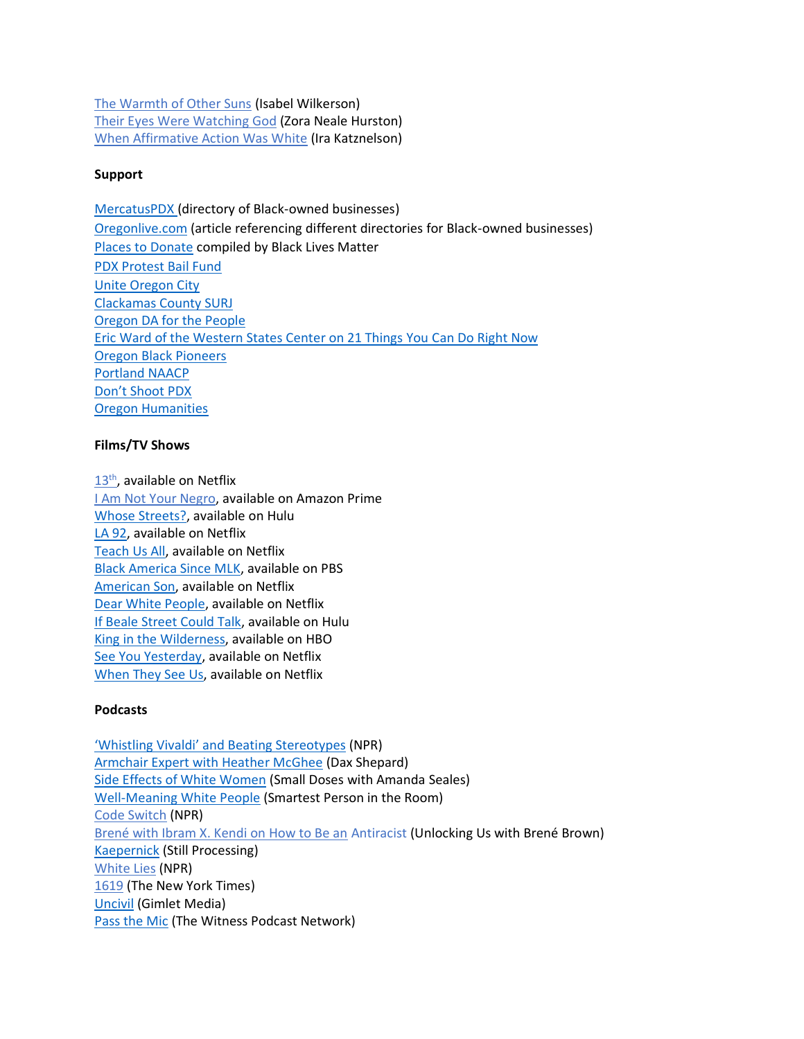The Warmth of Other Suns (Isabel Wilkerson)
Their Eyes Were Watching God (Zora Neale Hurston)
When Affirmative Action Was White (Ira Katznelson)

**Support**

MercatusPDX (directory of Black-owned businesses)
Oregonlive.com (article referencing different directories for Black-owned businesses)
Places to Donate compiled by Black Lives Matter
PDX Protest Bail Fund
Unite Oregon City
Clackamas County SURJ
Oregon DA for the People
Eric Ward of the Western States Center on 21 Things You Can Do Right Now
Oregon Black Pioneers
Portland NAACP
Don't Shoot PDX
Oregon Humanities

**Films/TV Shows**

13th, available on Netflix
I Am Not Your Negro, available on Amazon Prime
Whose Streets?, available on Hulu
LA 92, available on Netflix
Teach Us All, available on Netflix
Black America Since MLK, available on PBS
American Son, available on Netflix
Dear White People, available on Netflix
If Beale Street Could Talk, available on Hulu
King in the Wilderness, available on HBO
See You Yesterday, available on Netflix
When They See Us, available on Netflix

**Podcasts**

'Whistling Vivaldi' and Beating Stereotypes (NPR)
Armchair Expert with Heather McGhee (Dax Shepard)
Side Effects of White Women (Small Doses with Amanda Seales)
Well-Meaning White People (Smartest Person in the Room)
Code Switch (NPR)
Brené with Ibram X. Kendi on How to Be an Antiracist (Unlocking Us with Brené Brown)
Kaepernick (Still Processing)
White Lies (NPR)
1619 (The New York Times)
Uncivil (Gimlet Media)
Pass the Mic (The Witness Podcast Network)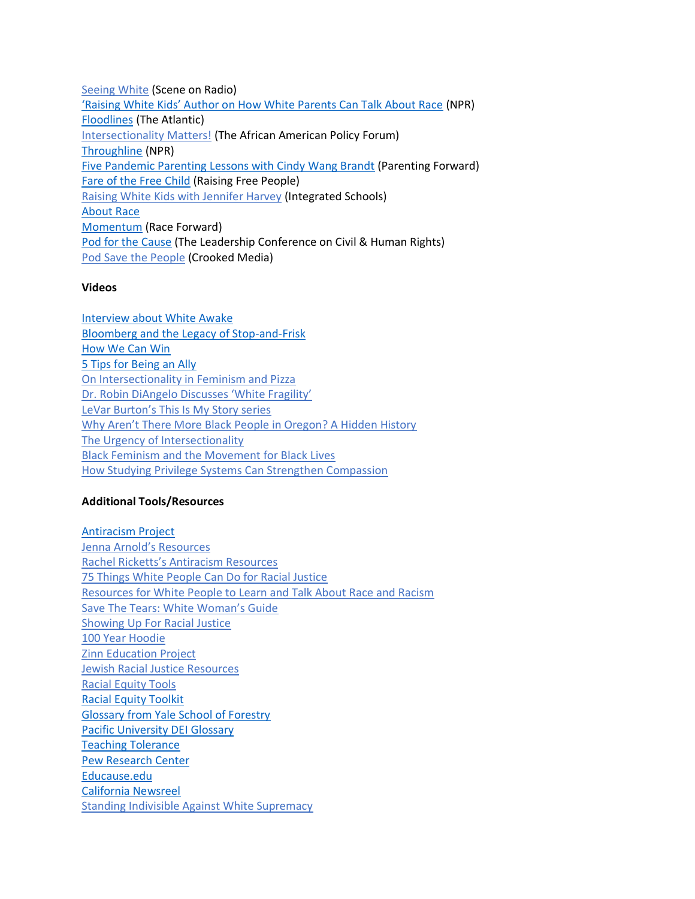Seeing White (Scene on Radio)
'Raising White Kids' Author on How White Parents Can Talk About Race (NPR)
Floodlines (The Atlantic)
Intersectionality Matters! (The African American Policy Forum)
Throughline (NPR)
Five Pandemic Parenting Lessons with Cindy Wang Brandt (Parenting Forward)
Fare of the Free Child (Raising Free People)
Raising White Kids with Jennifer Harvey (Integrated Schools)
About Race
Momentum (Race Forward)
Pod for the Cause (The Leadership Conference on Civil & Human Rights)
Pod Save the People (Crooked Media)

**Videos**

Interview about White Awake
Bloomberg and the Legacy of Stop-and-Frisk
How We Can Win
5 Tips for Being an Ally
On Intersectionality in Feminism and Pizza
Dr. Robin DiAngelo Discusses 'White Fragility'
LeVar Burton's This Is My Story series
Why Aren't There More Black People in Oregon? A Hidden History
The Urgency of Intersectionality
Black Feminism and the Movement for Black Lives
How Studying Privilege Systems Can Strengthen Compassion

**Additional Tools/Resources**

Antiracism Project
Jenna Arnold's Resources
Rachel Ricketts's Antiracism Resources
75 Things White People Can Do for Racial Justice
Resources for White People to Learn and Talk About Race and Racism
Save The Tears: White Woman's Guide
Showing Up For Racial Justice
100 Year Hoodie
Zinn Education Project
Jewish Racial Justice Resources
Racial Equity Tools
Racial Equity Toolkit
Glossary from Yale School of Forestry
Pacific University DEI Glossary
Teaching Tolerance
Pew Research Center
Educause.edu
California Newsreel
Standing Indivisible Against White Supremacy